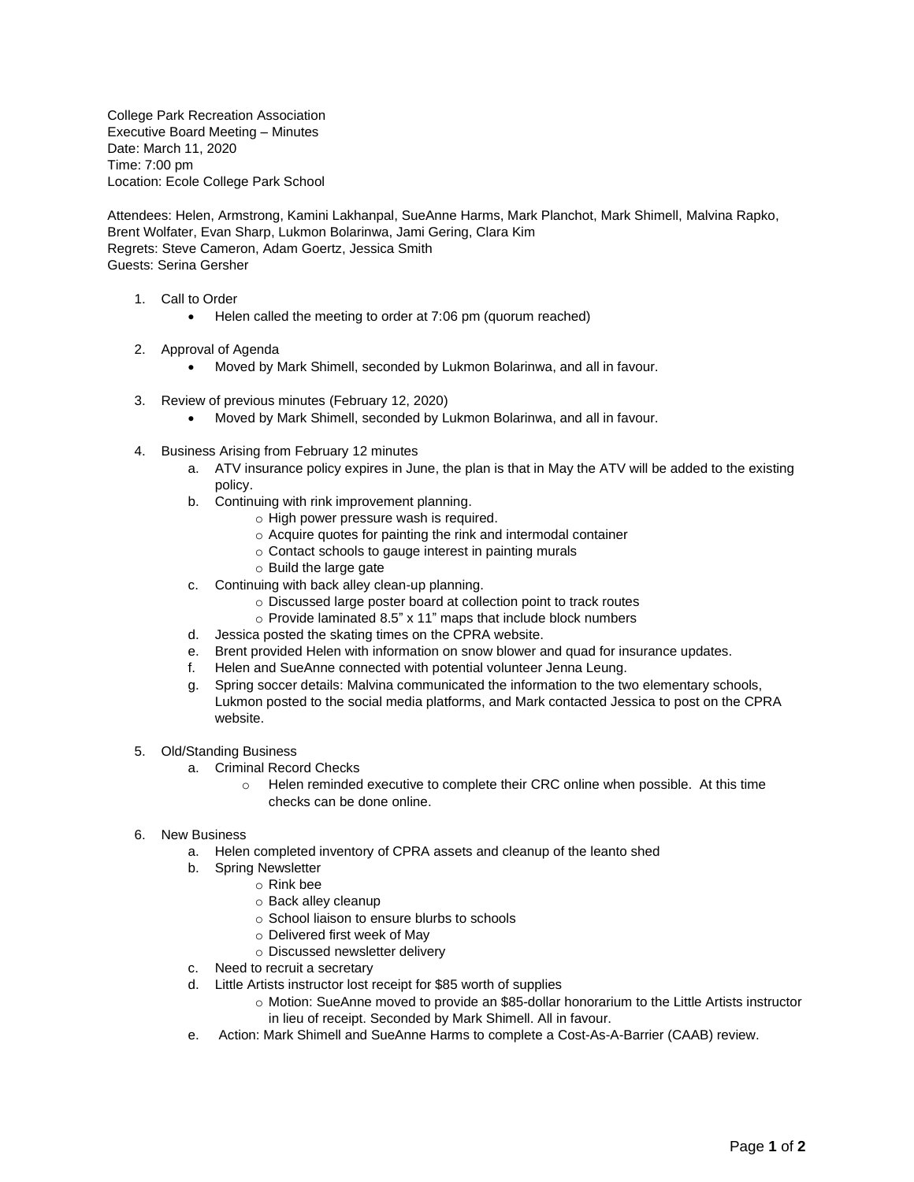College Park Recreation Association
Executive Board Meeting – Minutes
Date: March 11, 2020
Time: 7:00 pm
Location: Ecole College Park School

Attendees: Helen, Armstrong, Kamini Lakhanpal, SueAnne Harms, Mark Planchot, Mark Shimell, Malvina Rapko, Brent Wolfater, Evan Sharp, Lukmon Bolarinwa, Jami Gering, Clara Kim
Regrets: Steve Cameron, Adam Goertz, Jessica Smith
Guests: Serina Gersher

1. Call to Order
   - Helen called the meeting to order at 7:06 pm (quorum reached)

2. Approval of Agenda
   - Moved by Mark Shimell, seconded by Lukmon Bolarinwa, and all in favour.

3. Review of previous minutes (February 12, 2020)
   - Moved by Mark Shimell, seconded by Lukmon Bolarinwa, and all in favour.

4. Business Arising from February 12 minutes
   a. ATV insurance policy expires in June, the plan is that in May the ATV will be added to the existing policy.
   b. Continuing with rink improvement planning.
      - High power pressure wash is required.
      - Acquire quotes for painting the rink and intermodal container
      - Contact schools to gauge interest in painting murals
      - Build the large gate
   c. Continuing with back alley clean-up planning.
      - Discussed large poster board at collection point to track routes
      - Provide laminated 8.5" x 11" maps that include block numbers
   d. Jessica posted the skating times on the CPRA website.
   e. Brent provided Helen with information on snow blower and quad for insurance updates.
   f. Helen and SueAnne connected with potential volunteer Jenna Leung.
   g. Spring soccer details: Malvina communicated the information to the two elementary schools, Lukmon posted to the social media platforms, and Mark contacted Jessica to post on the CPRA website.

5. Old/Standing Business
   a. Criminal Record Checks
      - Helen reminded executive to complete their CRC online when possible. At this time checks can be done online.

6. New Business
   a. Helen completed inventory of CPRA assets and cleanup of the leanto shed
   b. Spring Newsletter
      - Rink bee
      - Back alley cleanup
      - School liaison to ensure blurbs to schools
      - Delivered first week of May
      - Discussed newsletter delivery
   c. Need to recruit a secretary
   d. Little Artists instructor lost receipt for $85 worth of supplies
      - Motion: SueAnne moved to provide an $85-dollar honorarium to the Little Artists instructor in lieu of receipt. Seconded by Mark Shimell. All in favour.
   e. Action: Mark Shimell and SueAnne Harms to complete a Cost-As-A-Barrier (CAAB) review.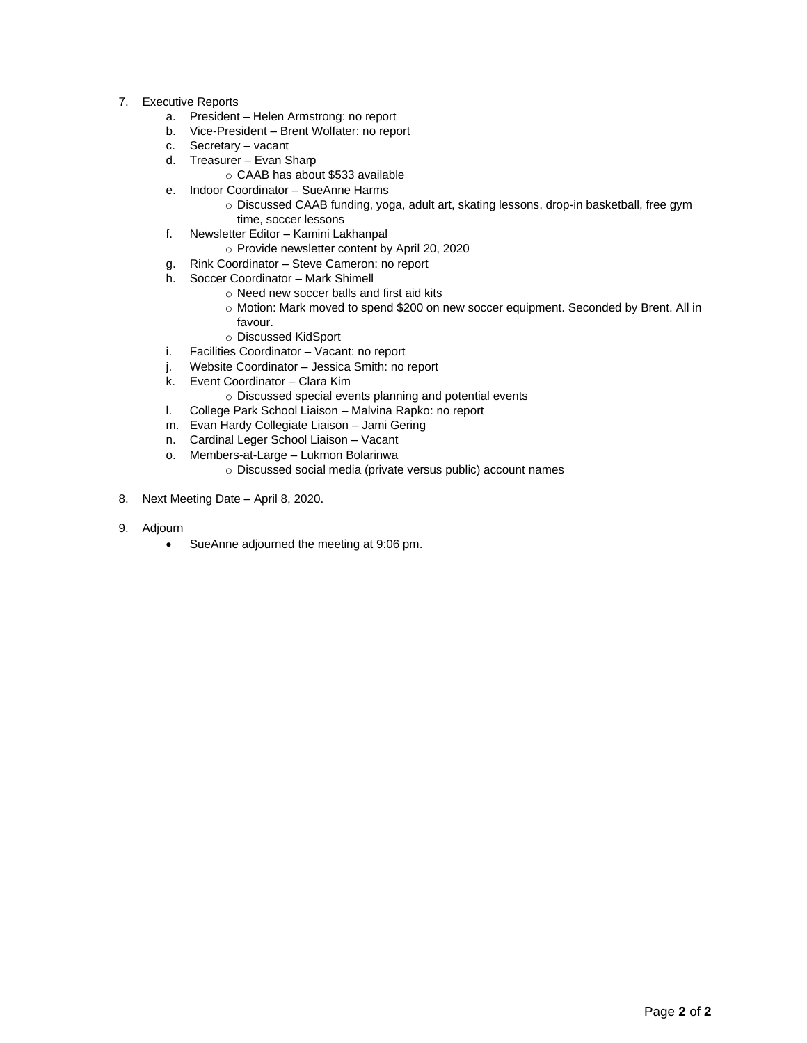7. Executive Reports
    a. President – Helen Armstrong: no report
    b. Vice-President – Brent Wolfater: no report
    c. Secretary – vacant
    d. Treasurer – Evan Sharp
        - CAAB has about $533 available
    e. Indoor Coordinator – SueAnne Harms
        - Discussed CAAB funding, yoga, adult art, skating lessons, drop-in basketball, free gym time, soccer lessons
    f. Newsletter Editor – Kamini Lakhanpal
        - Provide newsletter content by April 20, 2020
    g. Rink Coordinator – Steve Cameron: no report
    h. Soccer Coordinator – Mark Shimell
        - Need new soccer balls and first aid kits
        - Motion: Mark moved to spend $200 on new soccer equipment. Seconded by Brent. All in favour.
        - Discussed KidSport
    i. Facilities Coordinator – Vacant: no report
    j. Website Coordinator – Jessica Smith: no report
    k. Event Coordinator – Clara Kim
        - Discussed special events planning and potential events
    l. College Park School Liaison – Malvina Rapko: no report
    m. Evan Hardy Collegiate Liaison – Jami Gering
    n. Cardinal Leger School Liaison – Vacant
    o. Members-at-Large – Lukmon Bolarinwa
        - Discussed social media (private versus public) account names

8. Next Meeting Date – April 8, 2020.

9. Adjourn
    - SueAnne adjourned the meeting at 9:06 pm.